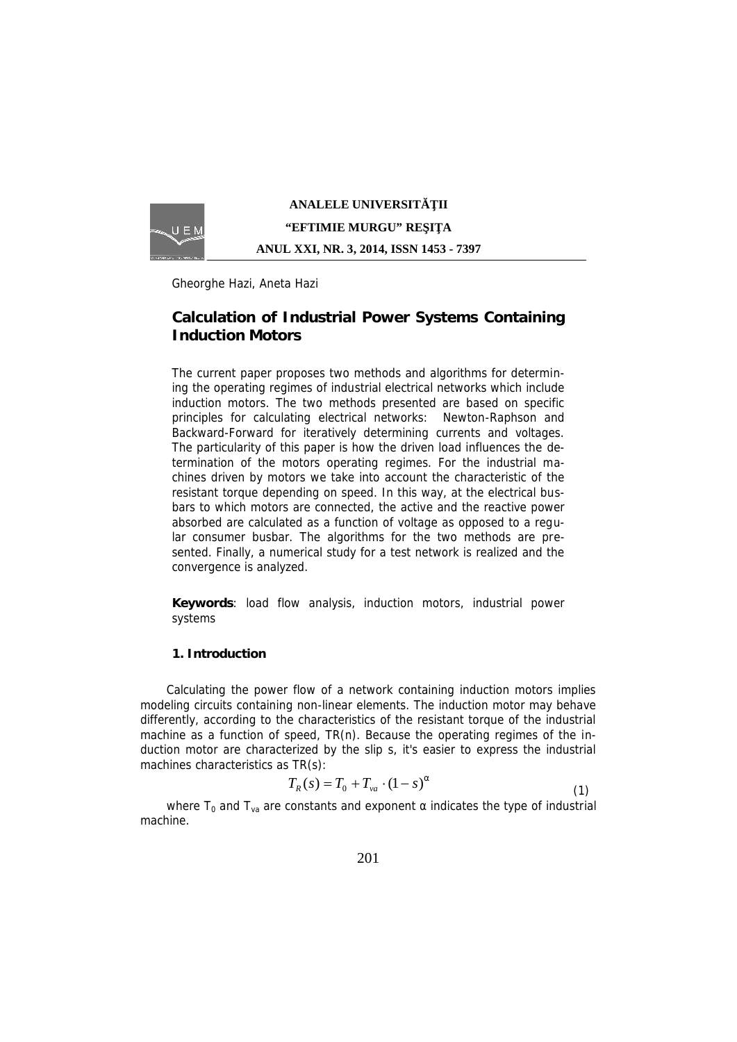Gheorghe Hazi, Aneta Hazi

# Calculation of Industrial Power Systems Containing Induction Motors

The current paper proposes two methods and algorithms for determining the operating regimes of industrial electrical networks which include induction motors. The two methods presented are based on specific principles for calculating electrical networks: Newton-Raphson and Backward-Forward for iteratively determining currents and voltages. The particularity of this paper is how the driven load influences the determination of the motors operating regimes. For the industrial machines driven by motors we take into account the characteristic of the resistant torque depending on speed. In this way, at the electrical busbars to which motors are connected, the active and the reactive power absorbed are calculated as a function of voltage as opposed to a regular consumer busbar. The algorithms for the two methods are presented. Finally, a numerical study for a test network is realized and the convergence is analyzed.

**Keywords**: load flow analysis, induction motors, industrial power systems

## 1. Introduction

Calculating the power flow of a network containing induction motors implies modeling circuits containing non-linear elements. The induction motor may behave differently, according to the characteristics of the resistant torque of the industrial machine as a function of speed, TR(n). Because the operating regimes of the induction motor are characterized by the slip s, it's easier to express the industrial machines characteristics as TR(s):

$$T_R(s) = T_0 + T_{va} \cdot (1-s)^{\alpha} \tag{1}$$

where $T_0$ and $T_{va}$ are constants and exponent α indicates the type of industrial machine.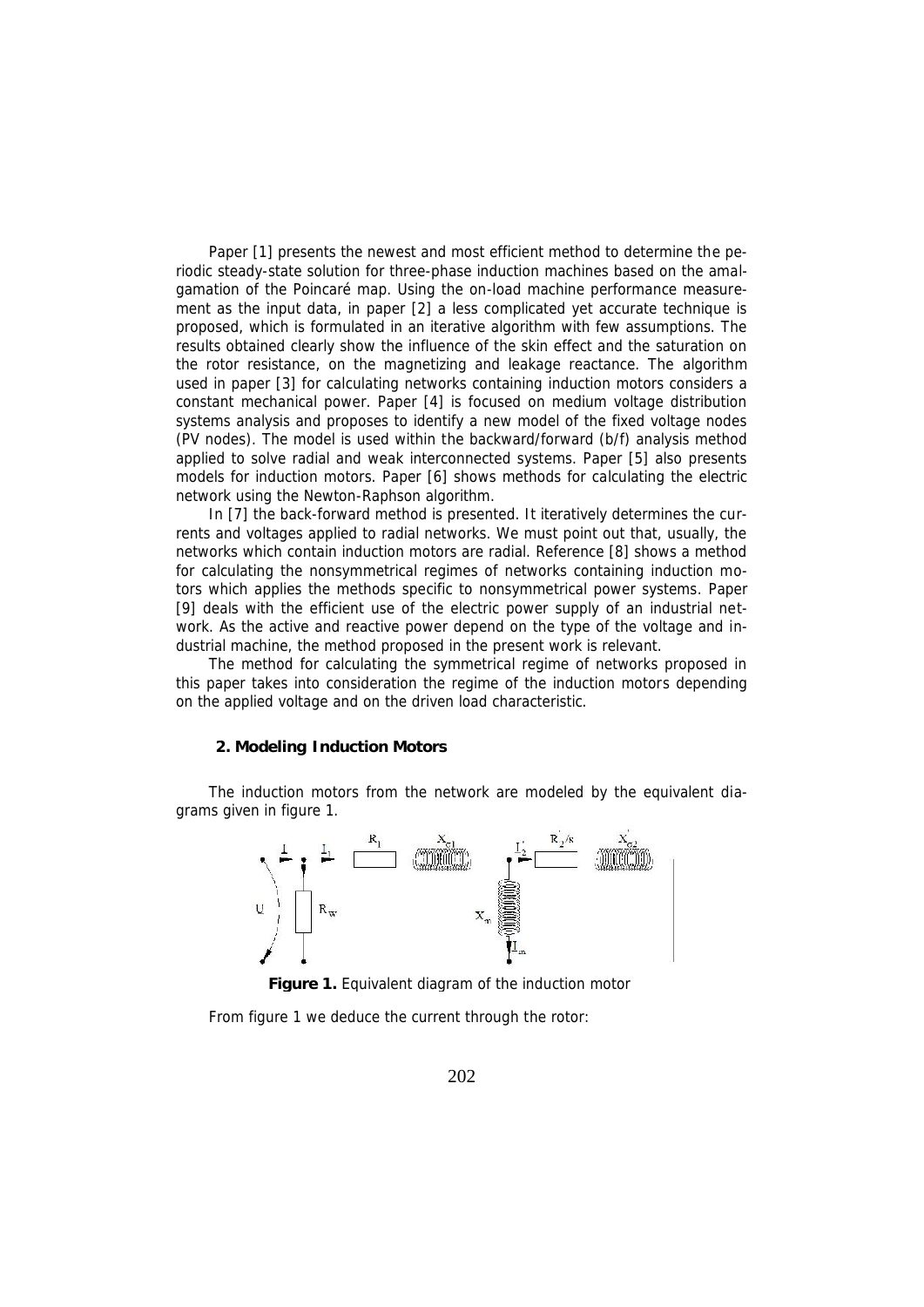Paper [1] presents the newest and most efficient method to determine the periodic steady-state solution for three-phase induction machines based on the amalgamation of the Poincaré map. Using the on-load machine performance measurement as the input data, in paper [2] a less complicated yet accurate technique is proposed, which is formulated in an iterative algorithm with few assumptions. The results obtained clearly show the influence of the skin effect and the saturation on the rotor resistance, on the magnetizing and leakage reactance. The algorithm used in paper [3] for calculating networks containing induction motors considers a constant mechanical power. Paper [4] is focused on medium voltage distribution systems analysis and proposes to identify a new model of the fixed voltage nodes (PV nodes). The model is used within the backward/forward (b/f) analysis method applied to solve radial and weak interconnected systems. Paper [5] also presents models for induction motors. Paper [6] shows methods for calculating the electric network using the Newton-Raphson algorithm.

In [7] the back-forward method is presented. It iteratively determines the currents and voltages applied to radial networks. We must point out that, usually, the networks which contain induction motors are radial. Reference [8] shows a method for calculating the nonsymmetrical regimes of networks containing induction motors which applies the methods specific to nonsymmetrical power systems. Paper [9] deals with the efficient use of the electric power supply of an industrial network. As the active and reactive power depend on the type of the voltage and industrial machine, the method proposed in the present work is relevant.

The method for calculating the symmetrical regime of networks proposed in this paper takes into consideration the regime of the induction motors depending on the applied voltage and on the driven load characteristic.

## 2. Modeling Induction Motors

The induction motors from the network are modeled by the equivalent diagrams given in figure 1.

**Figure 1.** Equivalent diagram of the induction motor

From figure 1 we deduce the current through the rotor: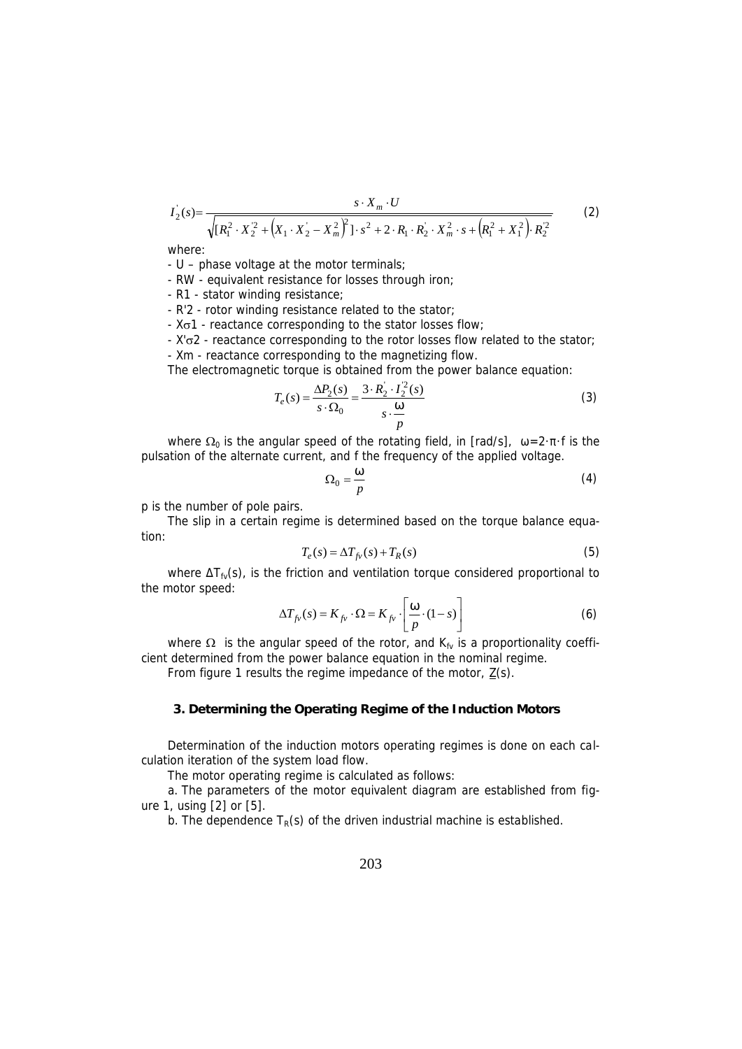$$I_2^{'}(s)=\frac{s \cdot X_m \cdot U}{\sqrt{[R_1^2 \cdot X_2^{'2}+\left(X_1 \cdot X_2^{'}-X_m^2\right)^2] \cdot s^2+2 \cdot R_1 \cdot R_2^{'} \cdot X_m^2 \cdot s+\left(R_1^2+X_1^2\right) \cdot R_2^{'2}}} \tag{2}$$

where:

- U – phase voltage at the motor terminals;
- RW - equivalent resistance for losses through iron;
- R1 - stator winding resistance;
- R'2 - rotor winding resistance related to the stator;
- $X\sigma 1$ - reactance corresponding to the stator losses flow;
- $X'\sigma 2$ - reactance corresponding to the rotor losses flow related to the stator;
- Xm - reactance corresponding to the magnetizing flow.

The electromagnetic torque is obtained from the power balance equation:

$$T_e(s)=\frac{\Delta P_2(s)}{s \cdot \Omega_0}=\frac{3 \cdot R_2^{'} \cdot I_2^{'2}(s)}{s \cdot \dfrac{\omega}{p}} \tag{3}$$

where $\Omega_0$ is the angular speed of the rotating field, in [rad/s], $\omega=2 \cdot \pi \cdot f$ is the pulsation of the alternate current, and f the frequency of the applied voltage.

$$\Omega_0=\frac{\omega}{p} \tag{4}$$

p is the number of pole pairs.

The slip in a certain regime is determined based on the torque balance equation:

$$T_e(s)=\Delta T_{fv}(s)+T_R(s) \tag{5}$$

where $\Delta T_{fv}(s)$, is the friction and ventilation torque considered proportional to the motor speed:

$$\Delta T_{fv}(s)=K_{fv} \cdot \Omega=K_{fv} \cdot \left[\frac{\omega}{p} \cdot (1-s)\right] \tag{6}$$

where $\Omega$ is the angular speed of the rotor, and $K_{fv}$ is a proportionality coefficient determined from the power balance equation in the nominal regime.

From figure 1 results the regime impedance of the motor, $\underline{Z}(s)$.

### 3. Determining the Operating Regime of the Induction Motors

Determination of the induction motors operating regimes is done on each calculation iteration of the system load flow.

The motor operating regime is calculated as follows:

a. The parameters of the motor equivalent diagram are established from figure 1, using [2] or [5].

b. The dependence $T_R(s)$ of the driven industrial machine is established.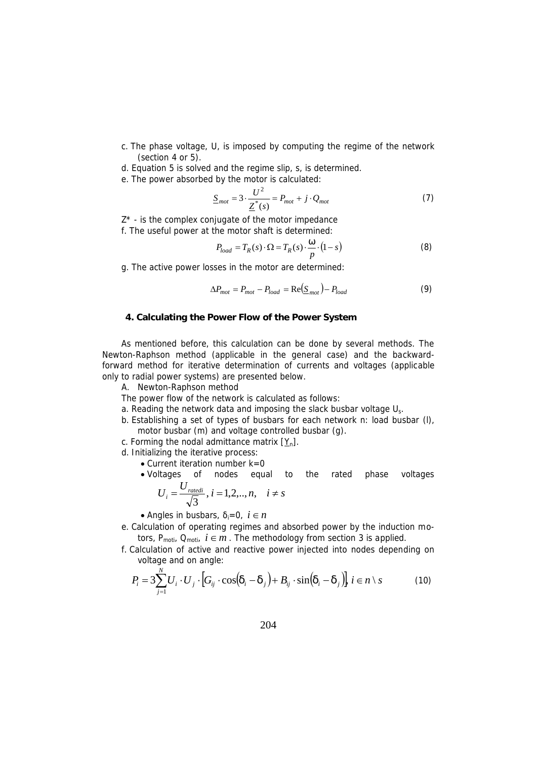c. The phase voltage, U, is imposed by computing the regime of the network (section 4 or 5).

d. Equation 5 is solved and the regime slip, s, is determined.

e. The power absorbed by the motor is calculated:

$$\underline{S}_{mot} = 3 \cdot \frac{U^2}{\underline{Z}^*(s)} = P_{mot} + j \cdot Q_{mot} \tag{7}$$

Z* - is the complex conjugate of the motor impedance

f. The useful power at the motor shaft is determined:

$$P_{load} = T_R(s) \cdot \Omega = T_R(s) \cdot \frac{\omega}{p} \cdot (1 - s) \tag{8}$$

g. The active power losses in the motor are determined:

$$\Delta P_{mot} = P_{mot} - P_{load} = \mathrm{Re}(\underline{S}_{mot}) - P_{load} \tag{9}$$

## 4. Calculating the Power Flow of the Power System

As mentioned before, this calculation can be done by several methods. The Newton-Raphson method (applicable in the general case) and the backward-forward method for iterative determination of currents and voltages (applicable only to radial power systems) are presented below.

A. Newton-Raphson method

The power flow of the network is calculated as follows:

a. Reading the network data and imposing the slack busbar voltage $U_s$.

b. Establishing a set of types of busbars for each network n: load busbar (l), motor busbar (m) and voltage controlled busbar (g).

c. Forming the nodal admittance matrix $[\underline{Y}_n]$.

d. Initializing the iterative process:

- Current iteration number k=0
- Voltages of nodes equal to the rated phase voltages $U_i = \frac{U_{ratedi}}{\sqrt{3}}, i = 1,2,..,n, \quad i \neq s$
- Angles in busbars, $\delta_i = 0$, $i \in n$

e. Calculation of operating regimes and absorbed power by the induction motors, $P_{moti}$, $Q_{moti}$, $i \in m$. The methodology from section 3 is applied.

f. Calculation of active and reactive power injected into nodes depending on voltage and on angle:

$$P_i = 3 \sum_{j=1}^{N} U_i \cdot U_j \cdot \left[ G_{ij} \cdot \cos(\delta_i - \delta_j) + B_{ij} \cdot \sin(\delta_i - \delta_j) \right], i \in n \setminus s \tag{10}$$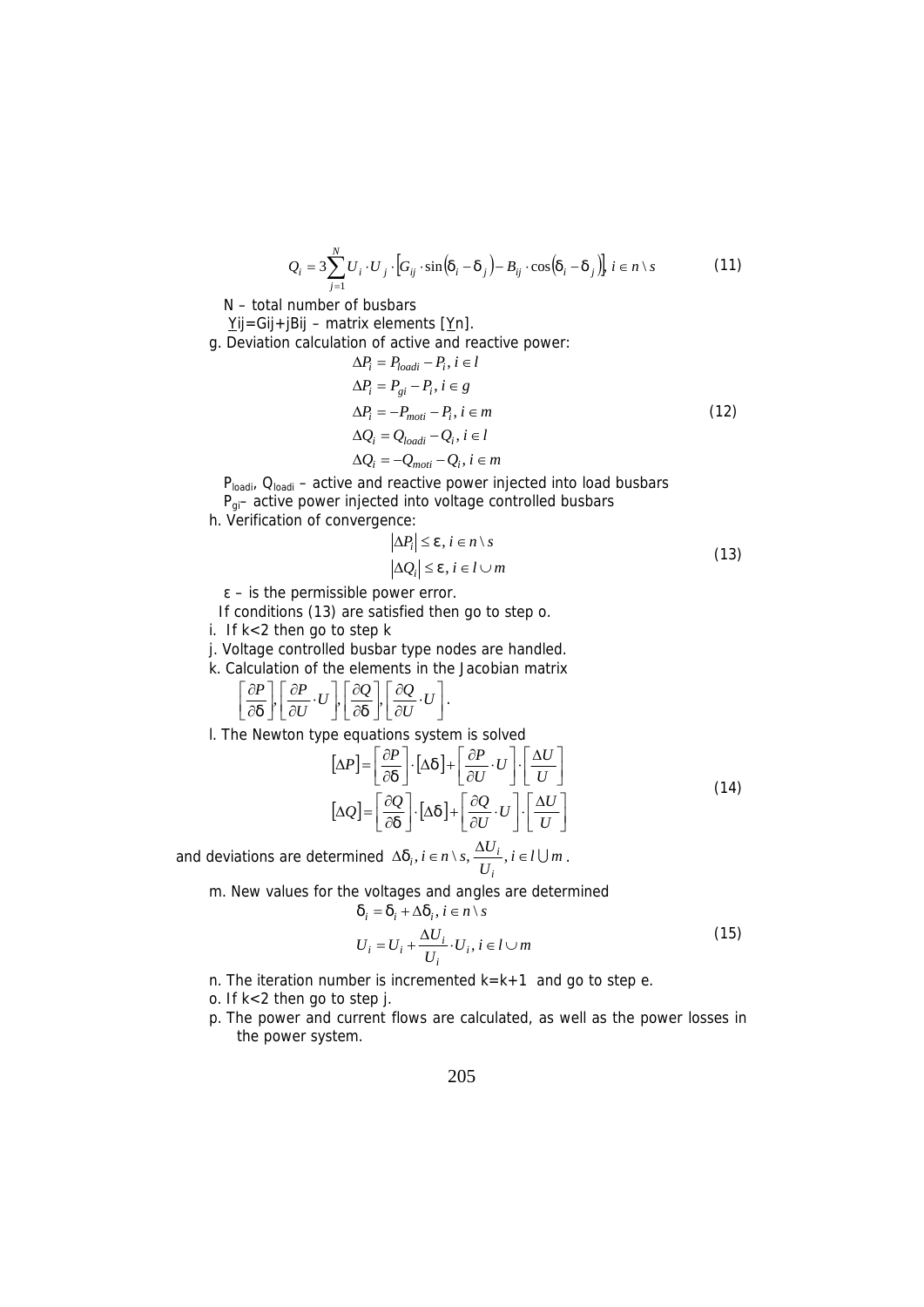$$Q_i = 3\sum_{j=1}^{N} U_i \cdot U_j \cdot \left[G_{ij} \cdot \sin\left(\delta_i - \delta_j\right) - B_{ij} \cdot \cos\left(\delta_i - \delta_j\right)\right],\ i \in n \setminus s \tag{11}$$

N – total number of busbars

$\underline{Y}_{ij}=G_{ij}+jB_{ij}$ – matrix elements $[\underline{Y}_n]$.

g. Deviation calculation of active and reactive power:

$$\begin{aligned}
\Delta P_i &= P_{loadi} - P_i,\ i \in l \\
\Delta P_i &= P_{gi} - P_i,\ i \in g \\
\Delta P_i &= -P_{moti} - P_i,\ i \in m \\
\Delta Q_i &= Q_{loadi} - Q_i,\ i \in l \\
\Delta Q_i &= -Q_{moti} - Q_i,\ i \in m
\end{aligned} \tag{12}$$

$P_{loadi}$, $Q_{loadi}$ – active and reactive power injected into load busbars

$P_{gi}$– active power injected into voltage controlled busbars

h. Verification of convergence:

$$\begin{aligned}
\left|\Delta P_i\right| &\le \varepsilon,\ i \in n \setminus s \\
\left|\Delta Q_i\right| &\le \varepsilon,\ i \in l \cup m
\end{aligned} \tag{13}$$

ε – is the permissible power error.

If conditions (13) are satisfied then go to step o.

i. If k<2 then go to step k

j. Voltage controlled busbar type nodes are handled.

k. Calculation of the elements in the Jacobian matrix

$$\left[\frac{\partial P}{\partial \delta}\right], \left[\frac{\partial P}{\partial U} \cdot U\right], \left[\frac{\partial Q}{\partial \delta}\right], \left[\frac{\partial Q}{\partial U} \cdot U\right].$$

l. The Newton type equations system is solved

$$\begin{aligned}
\left[\Delta P\right] &= \left[\frac{\partial P}{\partial \delta}\right] \cdot \left[\Delta \delta\right] + \left[\frac{\partial P}{\partial U} \cdot U\right] \cdot \left[\frac{\Delta U}{U}\right] \\
\left[\Delta Q\right] &= \left[\frac{\partial Q}{\partial \delta}\right] \cdot \left[\Delta \delta\right] + \left[\frac{\partial Q}{\partial U} \cdot U\right] \cdot \left[\frac{\Delta U}{U}\right]
\end{aligned} \tag{14}$$

and deviations are determined $\Delta\delta_i, i \in n \setminus s, \dfrac{\Delta U_i}{U_i}, i \in l \bigcup m$.

m. New values for the voltages and angles are determined

$$\begin{aligned}
\delta_i &= \delta_i + \Delta\delta_i,\ i \in n \setminus s \\
U_i &= U_i + \frac{\Delta U_i}{U_i} \cdot U_i,\ i \in l \cup m
\end{aligned} \tag{15}$$

n. The iteration number is incremented k=k+1 and go to step e.

o. If k<2 then go to step j.

p. The power and current flows are calculated, as well as the power losses in the power system.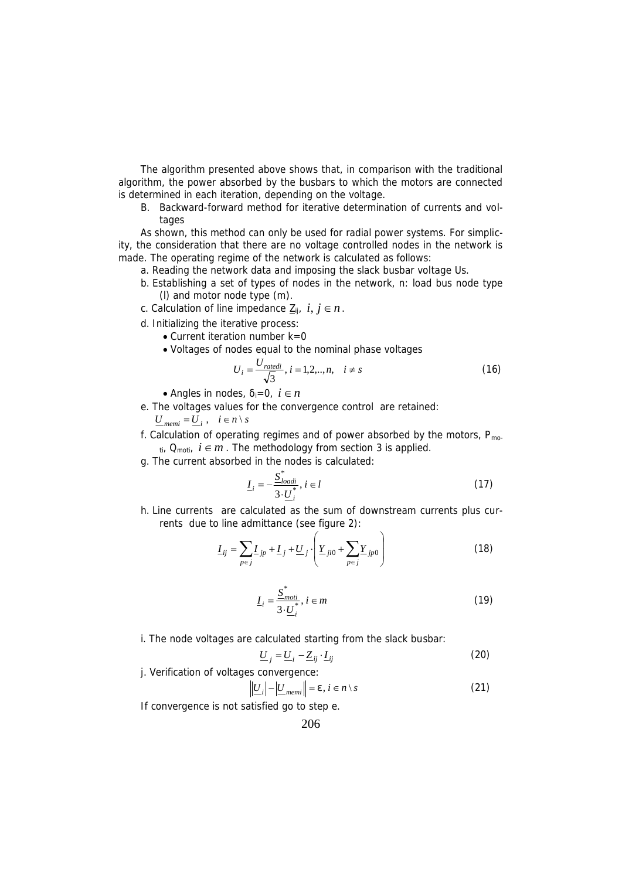The algorithm presented above shows that, in comparison with the traditional algorithm, the power absorbed by the busbars to which the motors are connected is determined in each iteration, depending on the voltage.

B. Backward-forward method for iterative determination of currents and voltages

As shown, this method can only be used for radial power systems. For simplicity, the consideration that there are no voltage controlled nodes in the network is made. The operating regime of the network is calculated as follows:

a. Reading the network data and imposing the slack busbar voltage Us.

b. Establishing a set of types of nodes in the network, n: load bus node type (l) and motor node type (m).

c. Calculation of line impedance $\underline{Z}_{ij}$, $i, j \in n$.

d. Initializing the iterative process:

- Current iteration number k=0
- Voltages of nodes equal to the nominal phase voltages

$$U_i = \frac{U_{ratedi}}{\sqrt{3}}, i = 1,2,..,n, \quad i \neq s \tag{16}$$

- Angles in nodes, $\delta_i=0$, $i \in n$

e. The voltages values for the convergence control are retained:
$\underline{U}_{memi} = \underline{U}_i \,, \quad i \in n \setminus s$

f. Calculation of operating regimes and of power absorbed by the motors, $P_{moti}$, $Q_{moti}$, $i \in m$. The methodology from section 3 is applied.

g. The current absorbed in the nodes is calculated:

$$\underline{I}_i = -\frac{\underline{S}^*_{loadi}}{3 \cdot \underline{U}^*_i}, i \in l \tag{17}$$

h. Line currents are calculated as the sum of downstream currents plus currents due to line admittance (see figure 2):

$$\underline{I}_{ij} = \sum_{p \in j} \underline{I}_{jp} + \underline{I}_j + \underline{U}_j \cdot \left( \underline{Y}_{ji0} + \sum_{p \in j} \underline{Y}_{jp0} \right) \tag{18}$$

$$\underline{I}_i = \frac{\underline{S}^*_{moti}}{3 \cdot \underline{U}^*_i}, i \in m \tag{19}$$

i. The node voltages are calculated starting from the slack busbar:

$$\underline{U}_j = \underline{U}_i - \underline{Z}_{ij} \cdot \underline{I}_{ij} \tag{20}$$

j. Verification of voltages convergence:

$$\left| \left| \underline{U}_i \right| - \left| \underline{U}_{memi} \right| \right| = \varepsilon, i \in n \setminus s \tag{21}$$

If convergence is not satisfied go to step e.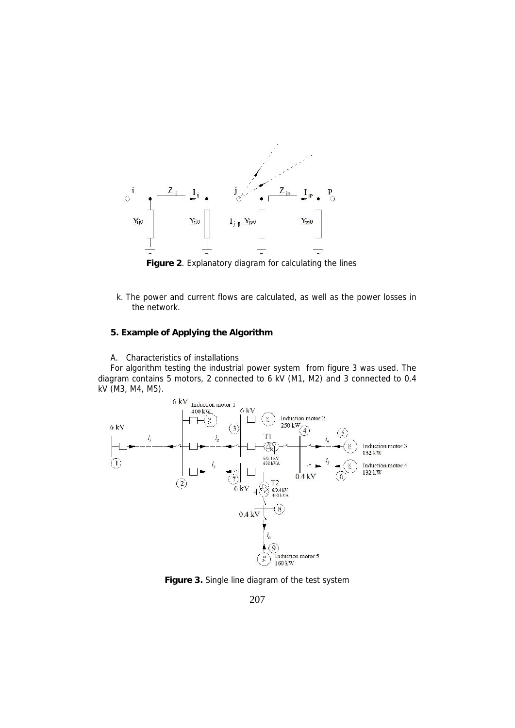**Figure 2**. Explanatory diagram for calculating the lines

k. The power and current flows are calculated, as well as the power losses in the network.

## 5. Example of Applying the Algorithm

A. Characteristics of installations

For algorithm testing the industrial power system from figure 3 was used. The diagram contains 5 motors, 2 connected to 6 kV (M1, M2) and 3 connected to 0.4 kV (M3, M4, M5).

**Figure 3.** Single line diagram of the test system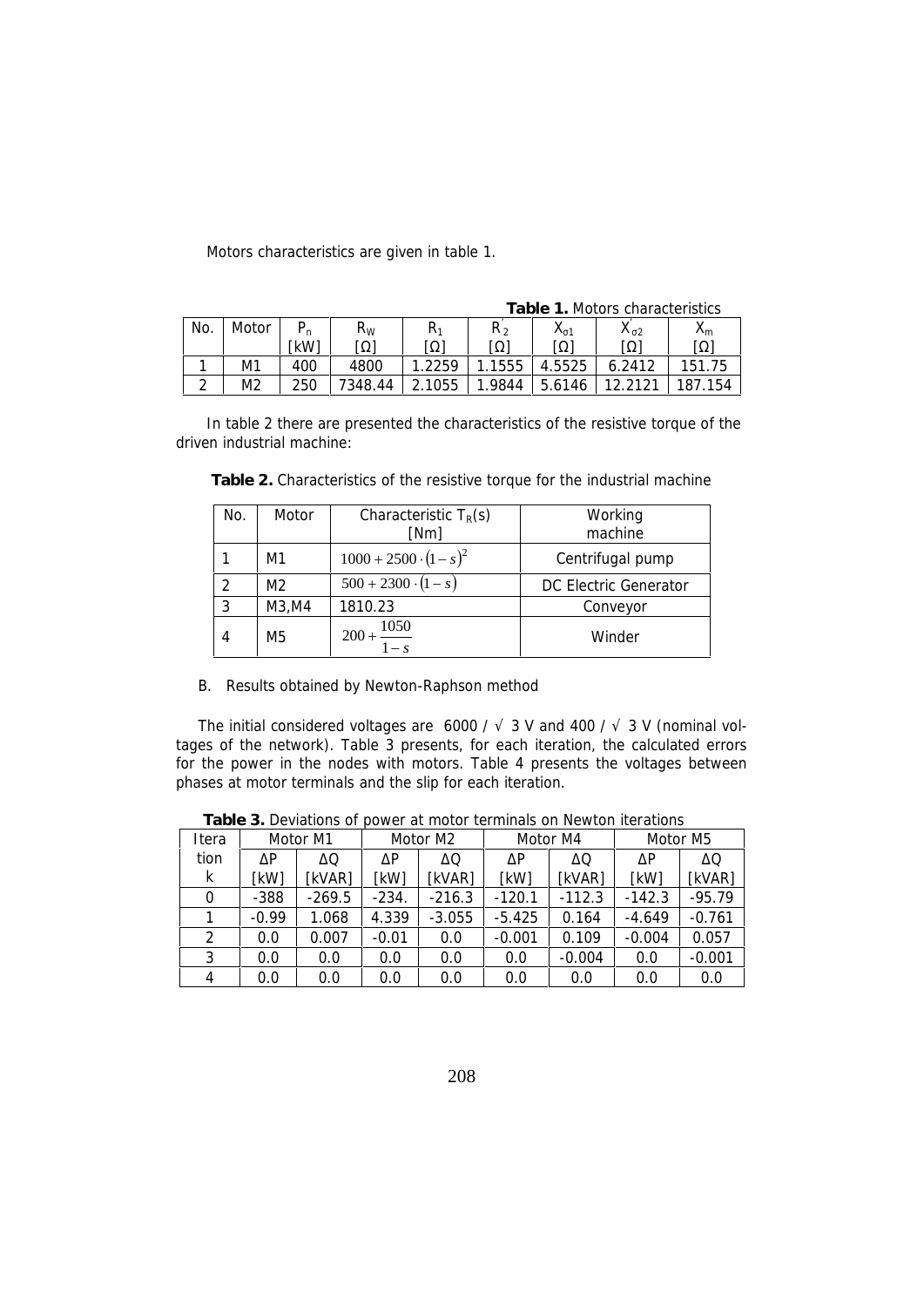Motors characteristics are given in table 1.

**Table 1.** Motors characteristics

| No. | Motor | $P_n$ [kW] | $R_W$ [Ω] | $R_1$ [Ω] | $R_2^{'}$ [Ω] | $X_{\sigma 1}$ [Ω] | $X_{\sigma 2}^{'}$ [Ω] | $X_m$ [Ω] |
|---|---|---|---|---|---|---|---|---|
| 1 | M1 | 400 | 4800 | 1.2259 | 1.1555 | 4.5525 | 6.2412 | 151.75 |
| 2 | M2 | 250 | 7348.44 | 2.1055 | 1.9844 | 5.6146 | 12.2121 | 187.154 |

In table 2 there are presented the characteristics of the resistive torque of the driven industrial machine:

**Table 2.** Characteristics of the resistive torque for the industrial machine

| No. | Motor | Characteristic $T_R(s)$ [Nm] | Working machine |
|---|---|---|---|
| 1 | M1 | $1000 + 2500 \cdot (1-s)^2$ | Centrifugal pump |
| 2 | M2 | $500 + 2300 \cdot (1-s)$ | DC Electric Generator |
| 3 | M3,M4 | 1810.23 | Conveyor |
| 4 | M5 | $200 + \dfrac{1050}{1-s}$ | Winder |

B. Results obtained by Newton-Raphson method

The initial considered voltages are 6000 / √ 3 V and 400 / √ 3 V (nominal voltages of the network). Table 3 presents, for each iteration, the calculated errors for the power in the nodes with motors. Table 4 presents the voltages between phases at motor terminals and the slip for each iteration.

**Table 3.** Deviations of power at motor terminals on Newton iterations

| Iteration k | Motor M1 | | Motor M2 | | Motor M4 | | Motor M5 | |
|---|---|---|---|---|---|---|---|---|
| | ΔP [kW] | ΔQ [kVAR] | ΔP [kW] | ΔQ [kVAR] | ΔP [kW] | ΔQ [kVAR] | ΔP [kW] | ΔQ [kVAR] |
| 0 | -388 | -269.5 | -234. | -216.3 | -120.1 | -112.3 | -142.3 | -95.79 |
| 1 | -0.99 | 1.068 | 4.339 | -3.055 | -5.425 | 0.164 | -4.649 | -0.761 |
| 2 | 0.0 | 0.007 | -0.01 | 0.0 | -0.001 | 0.109 | -0.004 | 0.057 |
| 3 | 0.0 | 0.0 | 0.0 | 0.0 | 0.0 | -0.004 | 0.0 | -0.001 |
| 4 | 0.0 | 0.0 | 0.0 | 0.0 | 0.0 | 0.0 | 0.0 | 0.0 |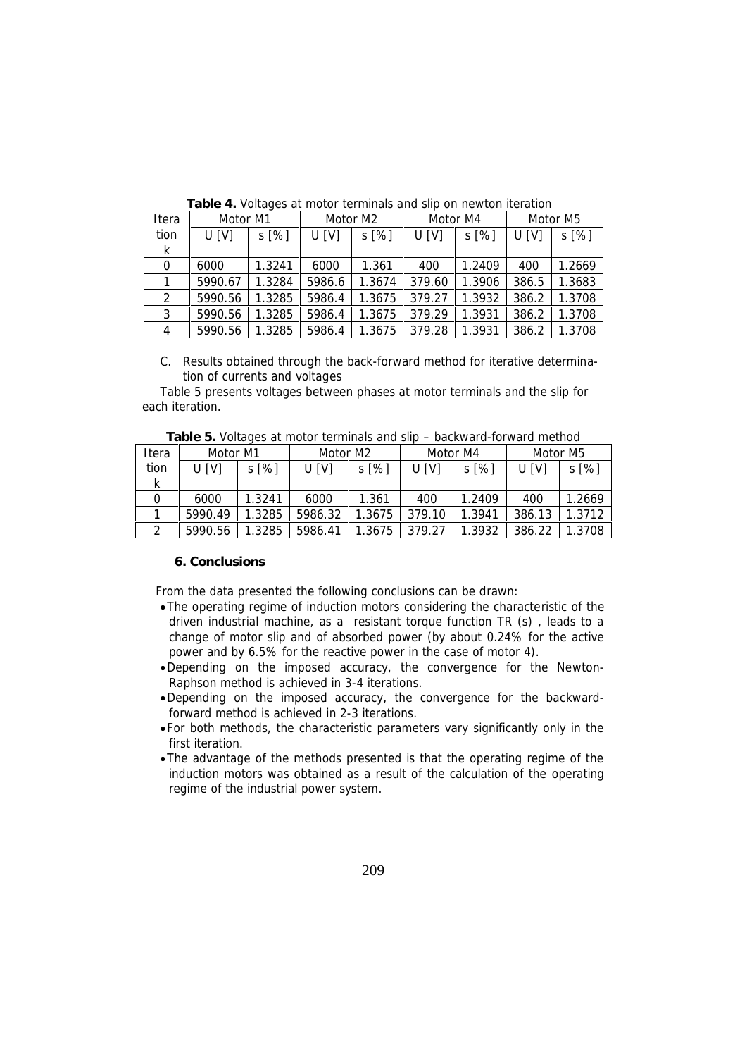**Table 4.** Voltages at motor terminals and slip on newton iteration

| Iteration k | Motor M1 | | Motor M2 | | Motor M4 | | Motor M5 | |
|---|---|---|---|---|---|---|---|---|
| | U [V] | s [%] | U [V] | s [%] | U [V] | s [%] | U [V] | s [%] |
| 0 | 6000 | 1.3241 | 6000 | 1.361 | 400 | 1.2409 | 400 | 1.2669 |
| 1 | 5990.67 | 1.3284 | 5986.6 | 1.3674 | 379.60 | 1.3906 | 386.5 | 1.3683 |
| 2 | 5990.56 | 1.3285 | 5986.4 | 1.3675 | 379.27 | 1.3932 | 386.2 | 1.3708 |
| 3 | 5990.56 | 1.3285 | 5986.4 | 1.3675 | 379.29 | 1.3931 | 386.2 | 1.3708 |
| 4 | 5990.56 | 1.3285 | 5986.4 | 1.3675 | 379.28 | 1.3931 | 386.2 | 1.3708 |

C. Results obtained through the back-forward method for iterative determination of currents and voltages

Table 5 presents voltages between phases at motor terminals and the slip for each iteration.

**Table 5.** Voltages at motor terminals and slip – backward-forward method

| Iteration k | Motor M1 | | Motor M2 | | Motor M4 | | Motor M5 | |
|---|---|---|---|---|---|---|---|---|
| | U [V] | s [%] | U [V] | s [%] | U [V] | s [%] | U [V] | s [%] |
| 0 | 6000 | 1.3241 | 6000 | 1.361 | 400 | 1.2409 | 400 | 1.2669 |
| 1 | 5990.49 | 1.3285 | 5986.32 | 1.3675 | 379.10 | 1.3941 | 386.13 | 1.3712 |
| 2 | 5990.56 | 1.3285 | 5986.41 | 1.3675 | 379.27 | 1.3932 | 386.22 | 1.3708 |

## 6. Conclusions

From the data presented the following conclusions can be drawn:

- The operating regime of induction motors considering the characteristic of the driven industrial machine, as a resistant torque function TR (s) , leads to a change of motor slip and of absorbed power (by about 0.24% for the active power and by 6.5% for the reactive power in the case of motor 4).
- Depending on the imposed accuracy, the convergence for the Newton-Raphson method is achieved in 3-4 iterations.
- Depending on the imposed accuracy, the convergence for the backward-forward method is achieved in 2-3 iterations.
- For both methods, the characteristic parameters vary significantly only in the first iteration.
- The advantage of the methods presented is that the operating regime of the induction motors was obtained as a result of the calculation of the operating regime of the industrial power system.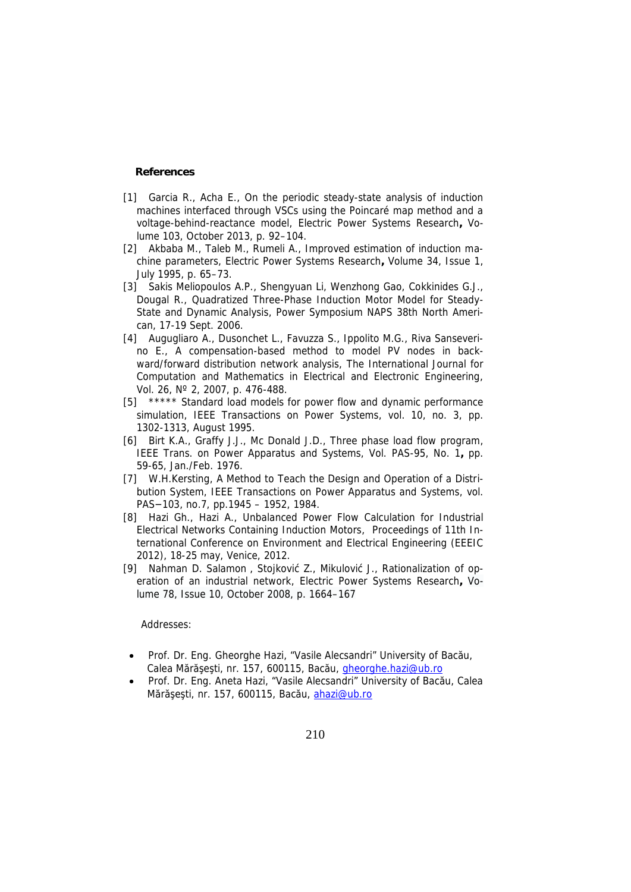## References

[1] Garcia R., Acha E., On the periodic steady-state analysis of induction machines interfaced through VSCs using the Poincaré map method and a voltage-behind-reactance model, Electric Power Systems Research**,** Volume 103, October 2013, p. 92–104.

[2] Akbaba M., Taleb M., Rumeli A., Improved estimation of induction machine parameters, Electric Power Systems Research**,** Volume 34, Issue 1, July 1995, p. 65–73.

[3] Sakis Meliopoulos A.P., Shengyuan Li, Wenzhong Gao, Cokkinides G.J., Dougal R., Quadratized Three-Phase Induction Motor Model for Steady-State and Dynamic Analysis, Power Symposium NAPS 38th North American, 17-19 Sept. 2006.

[4] Augugliaro A., Dusonchet L., Favuzza S., Ippolito M.G., Riva Sanseverino E., A compensation-based method to model PV nodes in backward/forward distribution network analysis, The International Journal for Computation and Mathematics in Electrical and Electronic Engineering, Vol. 26, № 2, 2007, p. 476-488.

[5] ***** Standard load models for power flow and dynamic performance simulation, IEEE Transactions on Power Systems, vol. 10, no. 3, pp. 1302-1313, August 1995.

[6] Birt K.A., Graffy J.J., Mc Donald J.D., Three phase load flow program, IEEE Trans. on Power Apparatus and Systems, Vol. PAS-95, No. 1**,** pp. 59-65, Jan./Feb. 1976.

[7] W.H.Kersting, A Method to Teach the Design and Operation of a Distribution System, IEEE Transactions on Power Apparatus and Systems, vol. PAS−103, no.7, pp.1945 – 1952, 1984.

[8] Hazi Gh., Hazi A., Unbalanced Power Flow Calculation for Industrial Electrical Networks Containing Induction Motors, Proceedings of 11th International Conference on Environment and Electrical Engineering (EEEIC 2012), 18-25 may, Venice, 2012.

[9] Nahman D. Salamon , Stojković Z., Mikulović J., Rationalization of operation of an industrial network, Electric Power Systems Research**,** Volume 78, Issue 10, October 2008, p. 1664–167

Addresses:

- Prof. Dr. Eng. Gheorghe Hazi, "Vasile Alecsandri" University of Bacău, Calea Mărăşeşti, nr. 157, 600115, Bacău, gheorghe.hazi@ub.ro
- Prof. Dr. Eng. Aneta Hazi, "Vasile Alecsandri" University of Bacău, Calea Mărăşeşti, nr. 157, 600115, Bacău, ahazi@ub.ro